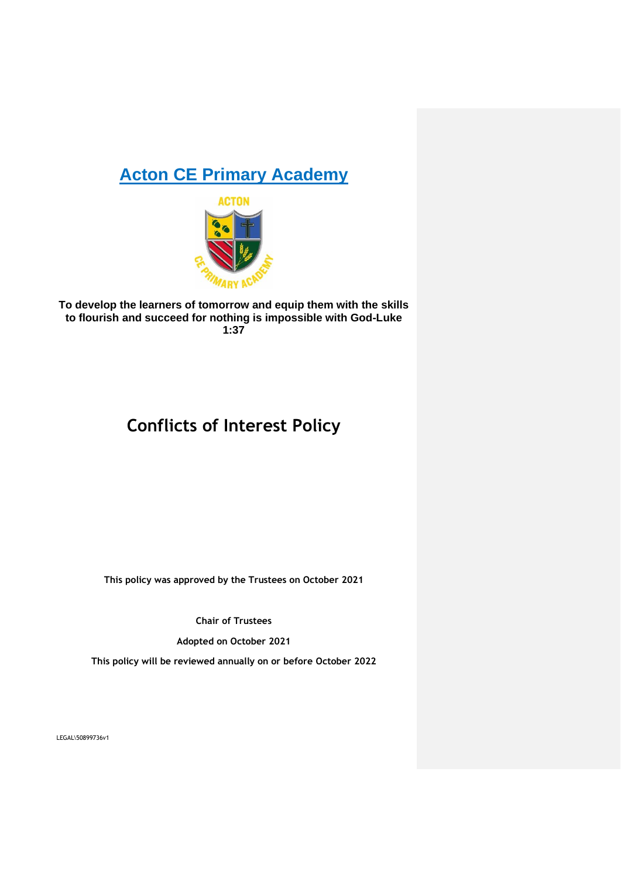# Acton CE Primary Academy

**To develop the learners of tomorrow and equip them with the skills to flourish and succeed for nothing is impossible with God-Luke 1:37**

# Conflicts of Interest Policy

**This policy was approved by the Trustees on October 2021**

**Chair of Trustees**

**Adopted on October 2021**

**This policy will be reviewed annually on or before October 2022**

LEGAL\50899736v1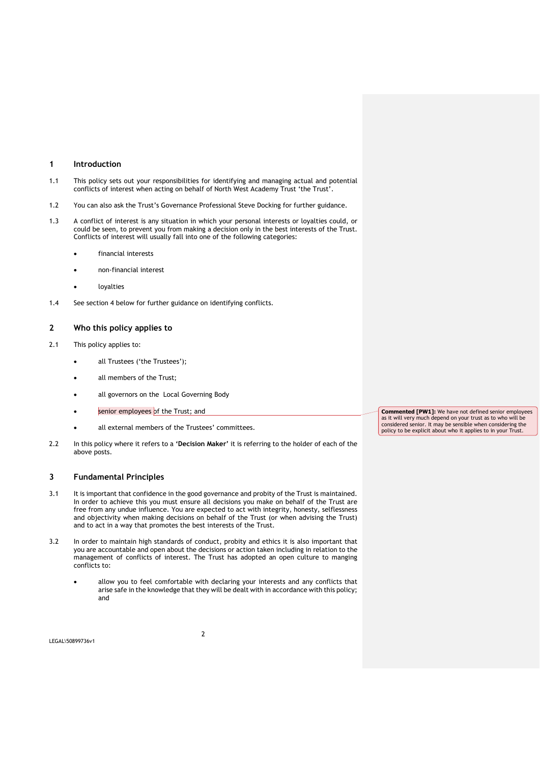## 1 Introduction

1.1 This policy sets out your responsibilities for identifying and managing actual and potential conflicts of interest when acting on behalf of North West Academy Trust 'the Trust'.

1.2 You can also ask the Trust's Governance Professional Steve Docking for further guidance.

1.3 A conflict of interest is any situation in which your personal interests or loyalties could, or could be seen, to prevent you from making a decision only in the best interests of the Trust. Conflicts of interest will usually fall into one of the following categories:

- financial interests
- non-financial interest
- loyalties

1.4 See section 4 below for further guidance on identifying conflicts.

## 2 Who this policy applies to

2.1 This policy applies to:

- all Trustees ('the Trustees');
- all members of the Trust;
- all governors on the Local Governing Body
- senior employees of the Trust; and
- all external members of the Trustees' committees.

**Commented [PW1]:** We have not defined senior employees as it will very much depend on your trust as to who will be considered senior. It may be sensible when considering the policy to be explicit about who it applies to in your Trust.

2.2 In this policy where it refers to a **'Decision Maker'** it is referring to the holder of each of the above posts.

## 3 Fundamental Principles

3.1 It is important that confidence in the good governance and probity of the Trust is maintained. In order to achieve this you must ensure all decisions you make on behalf of the Trust are free from any undue influence. You are expected to act with integrity, honesty, selflessness and objectivity when making decisions on behalf of the Trust (or when advising the Trust) and to act in a way that promotes the best interests of the Trust.

3.2 In order to maintain high standards of conduct, probity and ethics it is also important that you are accountable and open about the decisions or action taken including in relation to the management of conflicts of interest. The Trust has adopted an open culture to manging conflicts to:

- allow you to feel comfortable with declaring your interests and any conflicts that arise safe in the knowledge that they will be dealt with in accordance with this policy; and

LEGAL\50899736v1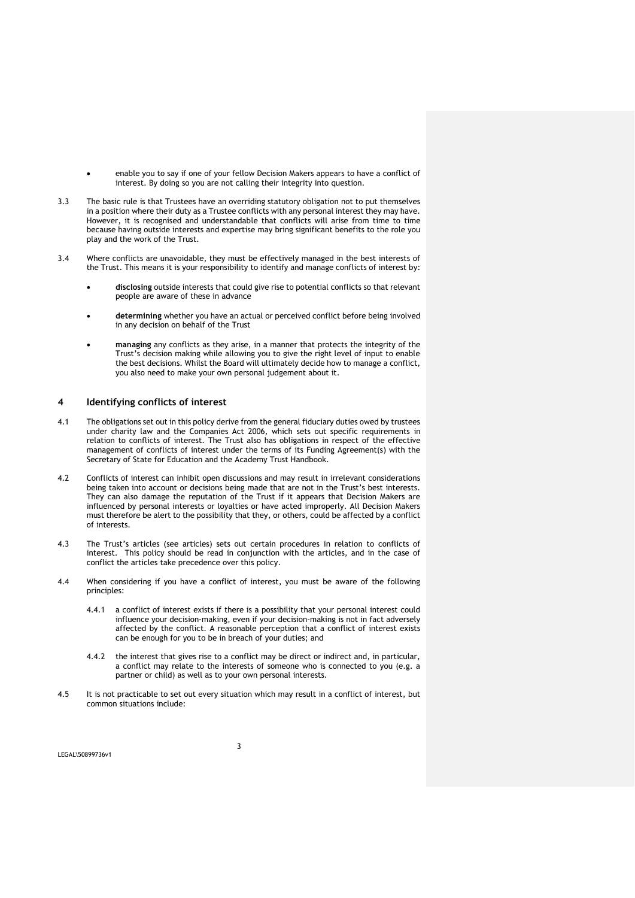- enable you to say if one of your fellow Decision Makers appears to have a conflict of interest. By doing so you are not calling their integrity into question.

3.3 The basic rule is that Trustees have an overriding statutory obligation not to put themselves in a position where their duty as a Trustee conflicts with any personal interest they may have. However, it is recognised and understandable that conflicts will arise from time to time because having outside interests and expertise may bring significant benefits to the role you play and the work of the Trust.

3.4 Where conflicts are unavoidable, they must be effectively managed in the best interests of the Trust. This means it is your responsibility to identify and manage conflicts of interest by:

- **disclosing** outside interests that could give rise to potential conflicts so that relevant people are aware of these in advance
- **determining** whether you have an actual or perceived conflict before being involved in any decision on behalf of the Trust
- **managing** any conflicts as they arise, in a manner that protects the integrity of the Trust's decision making while allowing you to give the right level of input to enable the best decisions. Whilst the Board will ultimately decide how to manage a conflict, you also need to make your own personal judgement about it.

## 4 Identifying conflicts of interest

4.1 The obligations set out in this policy derive from the general fiduciary duties owed by trustees under charity law and the Companies Act 2006, which sets out specific requirements in relation to conflicts of interest. The Trust also has obligations in respect of the effective management of conflicts of interest under the terms of its Funding Agreement(s) with the Secretary of State for Education and the Academy Trust Handbook.

4.2 Conflicts of interest can inhibit open discussions and may result in irrelevant considerations being taken into account or decisions being made that are not in the Trust's best interests. They can also damage the reputation of the Trust if it appears that Decision Makers are influenced by personal interests or loyalties or have acted improperly. All Decision Makers must therefore be alert to the possibility that they, or others, could be affected by a conflict of interests.

4.3 The Trust's articles (see articles) sets out certain procedures in relation to conflicts of interest. This policy should be read in conjunction with the articles, and in the case of conflict the articles take precedence over this policy.

4.4 When considering if you have a conflict of interest, you must be aware of the following principles:

4.4.1 a conflict of interest exists if there is a possibility that your personal interest could influence your decision-making, even if your decision-making is not in fact adversely affected by the conflict. A reasonable perception that a conflict of interest exists can be enough for you to be in breach of your duties; and

4.4.2 the interest that gives rise to a conflict may be direct or indirect and, in particular, a conflict may relate to the interests of someone who is connected to you (e.g. a partner or child) as well as to your own personal interests.

4.5 It is not practicable to set out every situation which may result in a conflict of interest, but common situations include: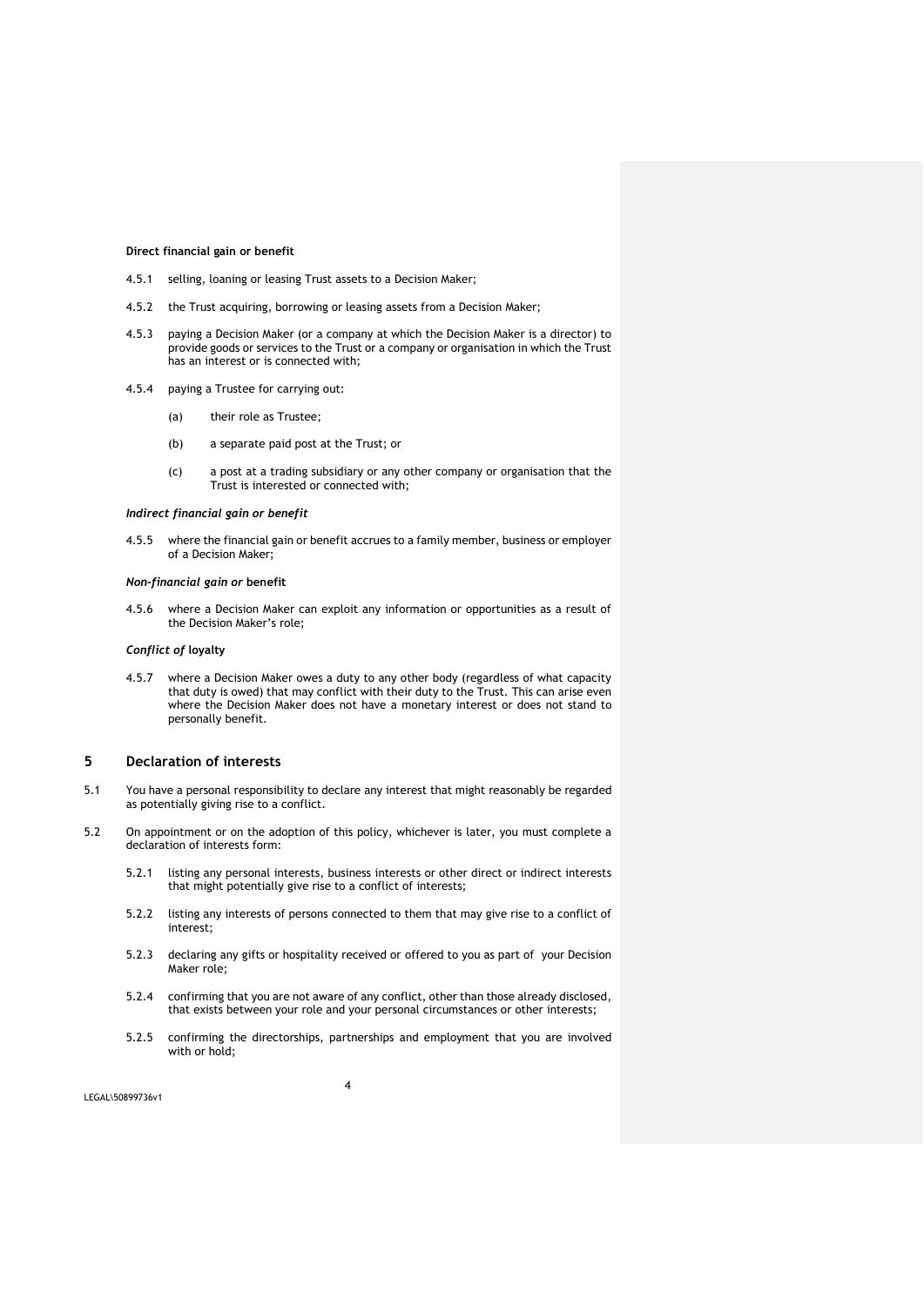**Direct financial gain or benefit**

4.5.1 selling, loaning or leasing Trust assets to a Decision Maker;

4.5.2 the Trust acquiring, borrowing or leasing assets from a Decision Maker;

4.5.3 paying a Decision Maker (or a company at which the Decision Maker is a director) to provide goods or services to the Trust or a company or organisation in which the Trust has an interest or is connected with;

4.5.4 paying a Trustee for carrying out:

(a) their role as Trustee;

(b) a separate paid post at the Trust; or

(c) a post at a trading subsidiary or any other company or organisation that the Trust is interested or connected with;

***Indirect financial gain or benefit***

4.5.5 where the financial gain or benefit accrues to a family member, business or employer of a Decision Maker;

***Non-financial gain or* benefit**

4.5.6 where a Decision Maker can exploit any information or opportunities as a result of the Decision Maker's role;

***Conflict of* loyalty**

4.5.7 where a Decision Maker owes a duty to any other body (regardless of what capacity that duty is owed) that may conflict with their duty to the Trust. This can arise even where the Decision Maker does not have a monetary interest or does not stand to personally benefit.

## 5 Declaration of interests

5.1 You have a personal responsibility to declare any interest that might reasonably be regarded as potentially giving rise to a conflict.

5.2 On appointment or on the adoption of this policy, whichever is later, you must complete a declaration of interests form:

5.2.1 listing any personal interests, business interests or other direct or indirect interests that might potentially give rise to a conflict of interests;

5.2.2 listing any interests of persons connected to them that may give rise to a conflict of interest;

5.2.3 declaring any gifts or hospitality received or offered to you as part of your Decision Maker role;

5.2.4 confirming that you are not aware of any conflict, other than those already disclosed, that exists between your role and your personal circumstances or other interests;

5.2.5 confirming the directorships, partnerships and employment that you are involved with or hold;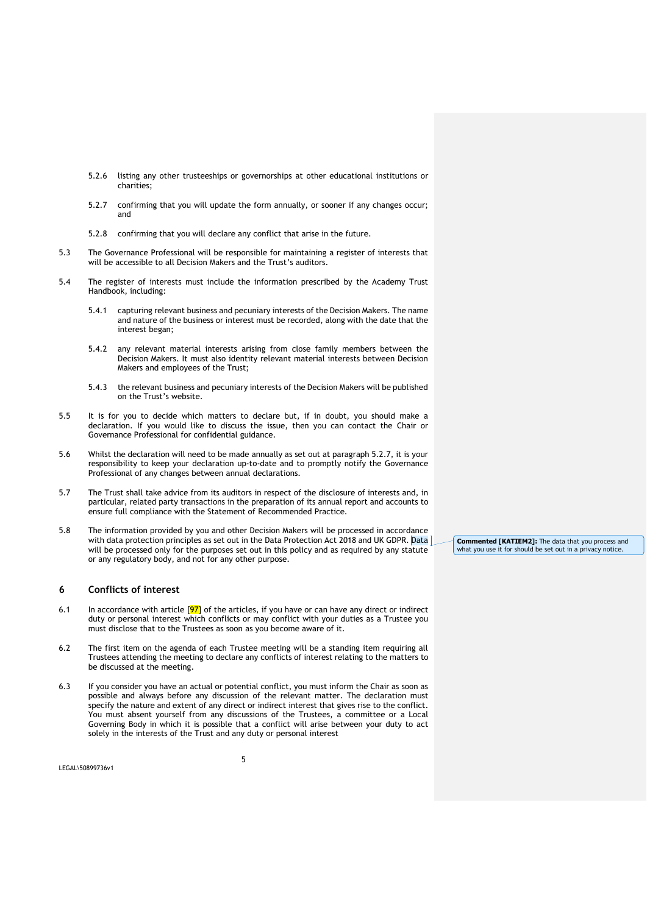5.2.6 listing any other trusteeships or governorships at other educational institutions or charities;

5.2.7 confirming that you will update the form annually, or sooner if any changes occur; and

5.2.8 confirming that you will declare any conflict that arise in the future.

5.3 The Governance Professional will be responsible for maintaining a register of interests that will be accessible to all Decision Makers and the Trust's auditors.

5.4 The register of interests must include the information prescribed by the Academy Trust Handbook, including:

5.4.1 capturing relevant business and pecuniary interests of the Decision Makers. The name and nature of the business or interest must be recorded, along with the date that the interest began;

5.4.2 any relevant material interests arising from close family members between the Decision Makers. It must also identity relevant material interests between Decision Makers and employees of the Trust;

5.4.3 the relevant business and pecuniary interests of the Decision Makers will be published on the Trust's website.

5.5 It is for you to decide which matters to declare but, if in doubt, you should make a declaration. If you would like to discuss the issue, then you can contact the Chair or Governance Professional for confidential guidance.

5.6 Whilst the declaration will need to be made annually as set out at paragraph 5.2.7, it is your responsibility to keep your declaration up-to-date and to promptly notify the Governance Professional of any changes between annual declarations.

5.7 The Trust shall take advice from its auditors in respect of the disclosure of interests and, in particular, related party transactions in the preparation of its annual report and accounts to ensure full compliance with the Statement of Recommended Practice.

5.8 The information provided by you and other Decision Makers will be processed in accordance with data protection principles as set out in the Data Protection Act 2018 and UK GDPR. Data will be processed only for the purposes set out in this policy and as required by any statute or any regulatory body, and not for any other purpose.

**Commented [KATIEM2]:** The data that you process and what you use it for should be set out in a privacy notice.

## 6 Conflicts of interest

6.1 In accordance with article [97] of the articles, if you have or can have any direct or indirect duty or personal interest which conflicts or may conflict with your duties as a Trustee you must disclose that to the Trustees as soon as you become aware of it.

6.2 The first item on the agenda of each Trustee meeting will be a standing item requiring all Trustees attending the meeting to declare any conflicts of interest relating to the matters to be discussed at the meeting.

6.3 If you consider you have an actual or potential conflict, you must inform the Chair as soon as possible and always before any discussion of the relevant matter. The declaration must specify the nature and extent of any direct or indirect interest that gives rise to the conflict. You must absent yourself from any discussions of the Trustees, a committee or a Local Governing Body in which it is possible that a conflict will arise between your duty to act solely in the interests of the Trust and any duty or personal interest

LEGAL\50899736v1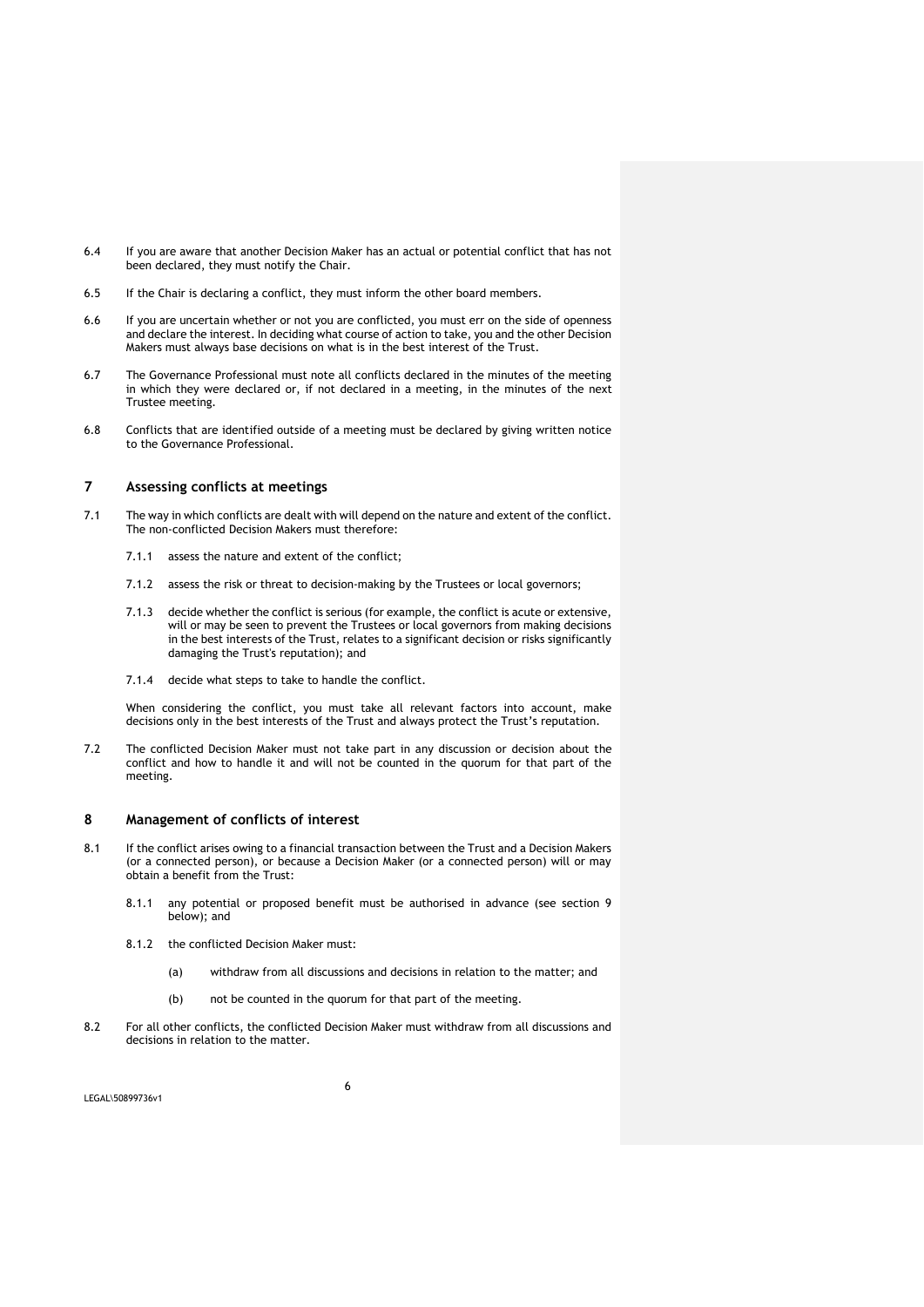6.4 If you are aware that another Decision Maker has an actual or potential conflict that has not been declared, they must notify the Chair.

6.5 If the Chair is declaring a conflict, they must inform the other board members.

6.6 If you are uncertain whether or not you are conflicted, you must err on the side of openness and declare the interest. In deciding what course of action to take, you and the other Decision Makers must always base decisions on what is in the best interest of the Trust.

6.7 The Governance Professional must note all conflicts declared in the minutes of the meeting in which they were declared or, if not declared in a meeting, in the minutes of the next Trustee meeting.

6.8 Conflicts that are identified outside of a meeting must be declared by giving written notice to the Governance Professional.

## 7 Assessing conflicts at meetings

7.1 The way in which conflicts are dealt with will depend on the nature and extent of the conflict. The non-conflicted Decision Makers must therefore:

7.1.1 assess the nature and extent of the conflict;

7.1.2 assess the risk or threat to decision-making by the Trustees or local governors;

7.1.3 decide whether the conflict is serious (for example, the conflict is acute or extensive, will or may be seen to prevent the Trustees or local governors from making decisions in the best interests of the Trust, relates to a significant decision or risks significantly damaging the Trust's reputation); and

7.1.4 decide what steps to take to handle the conflict.

When considering the conflict, you must take all relevant factors into account, make decisions only in the best interests of the Trust and always protect the Trust's reputation.

7.2 The conflicted Decision Maker must not take part in any discussion or decision about the conflict and how to handle it and will not be counted in the quorum for that part of the meeting.

## 8 Management of conflicts of interest

8.1 If the conflict arises owing to a financial transaction between the Trust and a Decision Makers (or a connected person), or because a Decision Maker (or a connected person) will or may obtain a benefit from the Trust:

8.1.1 any potential or proposed benefit must be authorised in advance (see section 9 below); and

8.1.2 the conflicted Decision Maker must:

(a) withdraw from all discussions and decisions in relation to the matter; and

(b) not be counted in the quorum for that part of the meeting.

8.2 For all other conflicts, the conflicted Decision Maker must withdraw from all discussions and decisions in relation to the matter.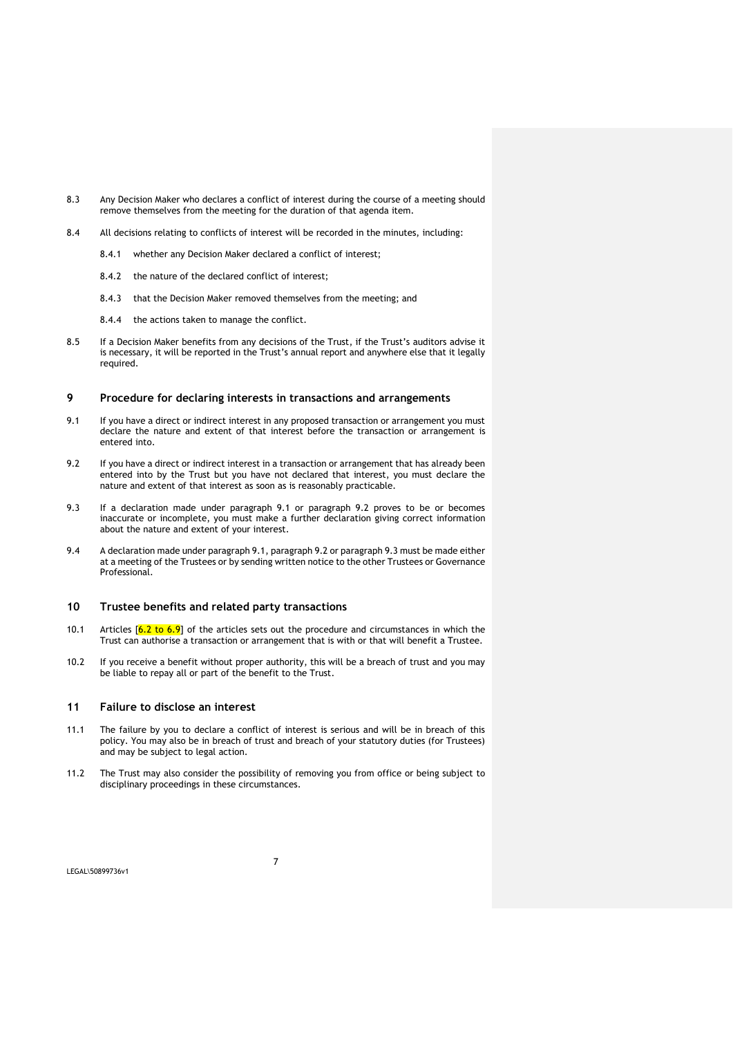8.3 Any Decision Maker who declares a conflict of interest during the course of a meeting should remove themselves from the meeting for the duration of that agenda item.

8.4 All decisions relating to conflicts of interest will be recorded in the minutes, including:

8.4.1 whether any Decision Maker declared a conflict of interest;

8.4.2 the nature of the declared conflict of interest;

8.4.3 that the Decision Maker removed themselves from the meeting; and

8.4.4 the actions taken to manage the conflict.

8.5 If a Decision Maker benefits from any decisions of the Trust, if the Trust's auditors advise it is necessary, it will be reported in the Trust's annual report and anywhere else that it legally required.

## 9 Procedure for declaring interests in transactions and arrangements

9.1 If you have a direct or indirect interest in any proposed transaction or arrangement you must declare the nature and extent of that interest before the transaction or arrangement is entered into.

9.2 If you have a direct or indirect interest in a transaction or arrangement that has already been entered into by the Trust but you have not declared that interest, you must declare the nature and extent of that interest as soon as is reasonably practicable.

9.3 If a declaration made under paragraph 9.1 or paragraph 9.2 proves to be or becomes inaccurate or incomplete, you must make a further declaration giving correct information about the nature and extent of your interest.

9.4 A declaration made under paragraph 9.1, paragraph 9.2 or paragraph 9.3 must be made either at a meeting of the Trustees or by sending written notice to the other Trustees or Governance Professional.

## 10 Trustee benefits and related party transactions

10.1 Articles [6.2 to 6.9] of the articles sets out the procedure and circumstances in which the Trust can authorise a transaction or arrangement that is with or that will benefit a Trustee.

10.2 If you receive a benefit without proper authority, this will be a breach of trust and you may be liable to repay all or part of the benefit to the Trust.

## 11 Failure to disclose an interest

11.1 The failure by you to declare a conflict of interest is serious and will be in breach of this policy. You may also be in breach of trust and breach of your statutory duties (for Trustees) and may be subject to legal action.

11.2 The Trust may also consider the possibility of removing you from office or being subject to disciplinary proceedings in these circumstances.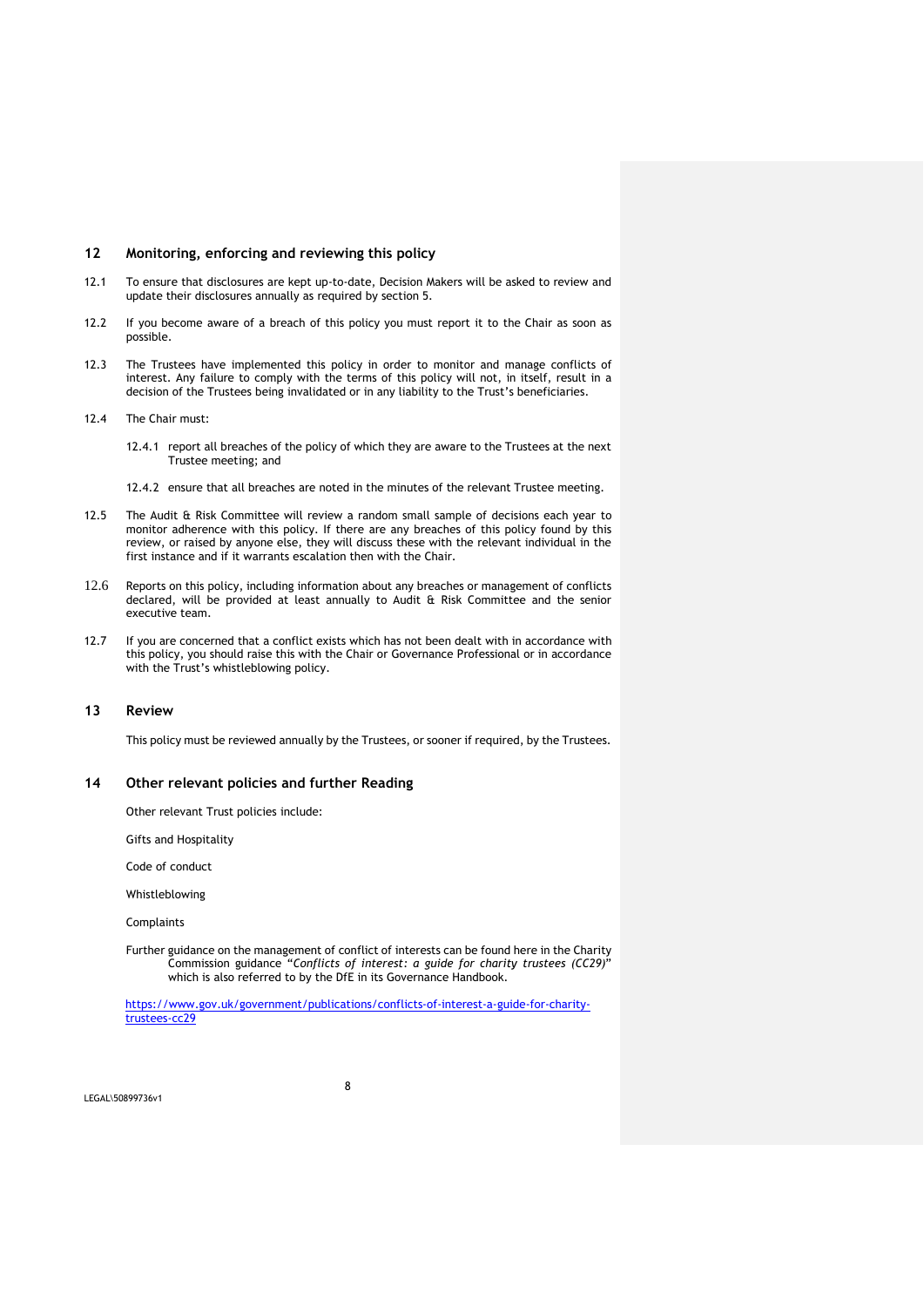## 12 Monitoring, enforcing and reviewing this policy

12.1 To ensure that disclosures are kept up-to-date, Decision Makers will be asked to review and update their disclosures annually as required by section 5.

12.2 If you become aware of a breach of this policy you must report it to the Chair as soon as possible.

12.3 The Trustees have implemented this policy in order to monitor and manage conflicts of interest. Any failure to comply with the terms of this policy will not, in itself, result in a decision of the Trustees being invalidated or in any liability to the Trust's beneficiaries.

12.4 The Chair must:

12.4.1 report all breaches of the policy of which they are aware to the Trustees at the next Trustee meeting; and

12.4.2 ensure that all breaches are noted in the minutes of the relevant Trustee meeting.

12.5 The Audit & Risk Committee will review a random small sample of decisions each year to monitor adherence with this policy. If there are any breaches of this policy found by this review, or raised by anyone else, they will discuss these with the relevant individual in the first instance and if it warrants escalation then with the Chair.

12.6 Reports on this policy, including information about any breaches or management of conflicts declared, will be provided at least annually to Audit & Risk Committee and the senior executive team.

12.7 If you are concerned that a conflict exists which has not been dealt with in accordance with this policy, you should raise this with the Chair or Governance Professional or in accordance with the Trust's whistleblowing policy.

## 13 Review

This policy must be reviewed annually by the Trustees, or sooner if required, by the Trustees.

## 14 Other relevant policies and further Reading

Other relevant Trust policies include:

Gifts and Hospitality

Code of conduct

Whistleblowing

Complaints

Further guidance on the management of conflict of interests can be found here in the Charity Commission guidance "*Conflicts of interest: a guide for charity trustees (CC29)*" which is also referred to by the DfE in its Governance Handbook.

https://www.gov.uk/government/publications/conflicts-of-interest-a-guide-for-charity-trustees-cc29

LEGAL\50899736v1